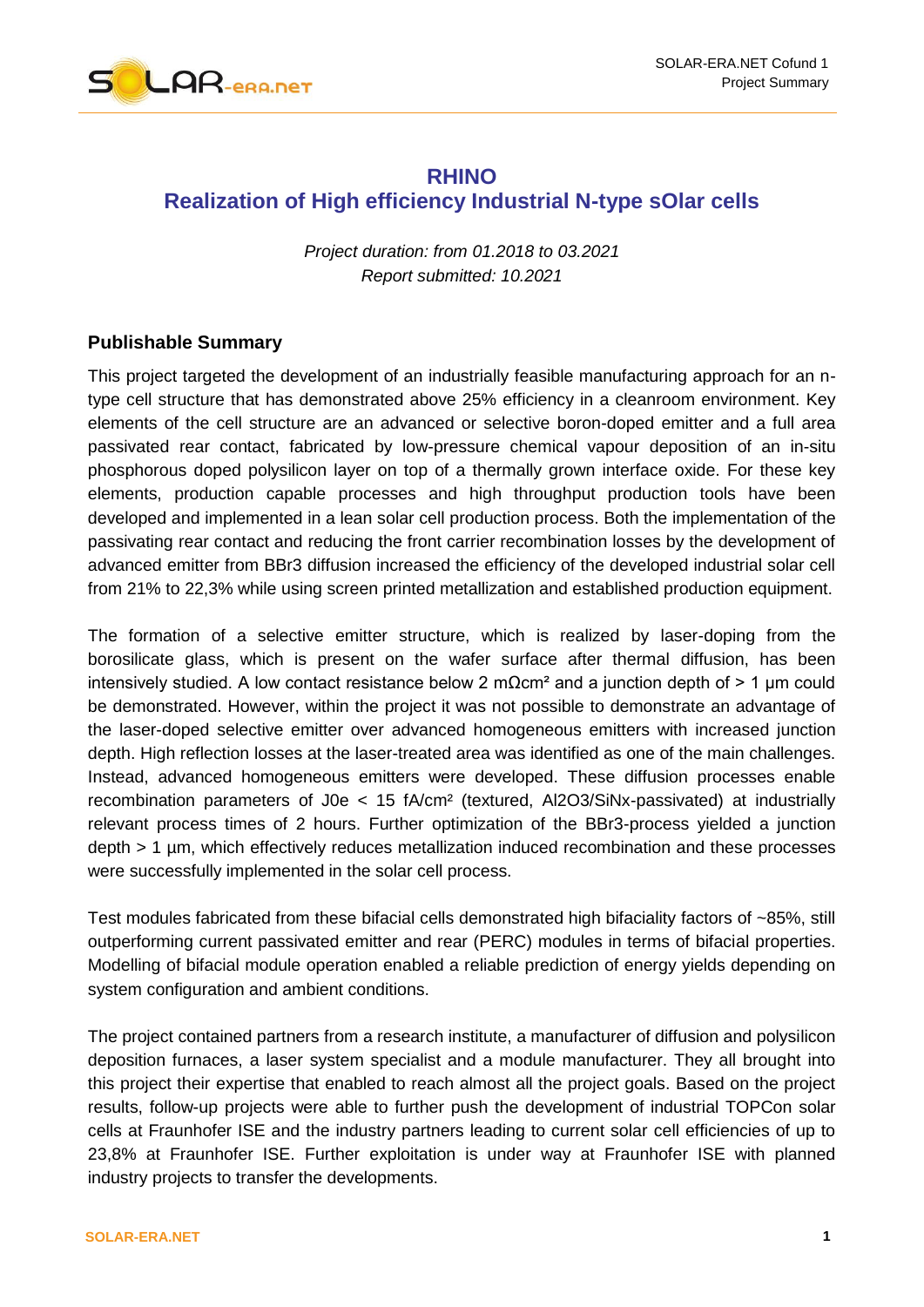# RHINO

# Realization of High efficiency Industrial N-type sOlar cells

*Project duration: from 01.2018 to 03.2021*
*Report submitted: 10.2021*

## Publishable Summary

This project targeted the development of an industrially feasible manufacturing approach for an n-type cell structure that has demonstrated above 25% efficiency in a cleanroom environment. Key elements of the cell structure are an advanced or selective boron-doped emitter and a full area passivated rear contact, fabricated by low-pressure chemical vapour deposition of an in-situ phosphorous doped polysilicon layer on top of a thermally grown interface oxide. For these key elements, production capable processes and high throughput production tools have been developed and implemented in a lean solar cell production process. Both the implementation of the passivating rear contact and reducing the front carrier recombination losses by the development of advanced emitter from $BBr_3$ diffusion increased the efficiency of the developed industrial solar cell from 21% to 22,3% while using screen printed metallization and established production equipment.

The formation of a selective emitter structure, which is realized by laser-doping from the borosilicate glass, which is present on the wafer surface after thermal diffusion, has been intensively studied. A low contact resistance below 2 mΩcm² and a junction depth of > 1 µm could be demonstrated. However, within the project it was not possible to demonstrate an advantage of the laser-doped selective emitter over advanced homogeneous emitters with increased junction depth. High reflection losses at the laser-treated area was identified as one of the main challenges. Instead, advanced homogeneous emitters were developed. These diffusion processes enable recombination parameters of $J_{0e}$ < 15 fA/cm² (textured, $Al_2O_3$/$SiN_x$-passivated) at industrially relevant process times of 2 hours. Further optimization of the $BBr_3$-process yielded a junction depth > 1 µm, which effectively reduces metallization induced recombination and these processes were successfully implemented in the solar cell process.

Test modules fabricated from these bifacial cells demonstrated high bifaciality factors of ~85%, still outperforming current passivated emitter and rear (PERC) modules in terms of bifacial properties. Modelling of bifacial module operation enabled a reliable prediction of energy yields depending on system configuration and ambient conditions.

The project contained partners from a research institute, a manufacturer of diffusion and polysilicon deposition furnaces, a laser system specialist and a module manufacturer. They all brought into this project their expertise that enabled to reach almost all the project goals. Based on the project results, follow-up projects were able to further push the development of industrial TOPCon solar cells at Fraunhofer ISE and the industry partners leading to current solar cell efficiencies of up to 23,8% at Fraunhofer ISE. Further exploitation is under way at Fraunhofer ISE with planned industry projects to transfer the developments.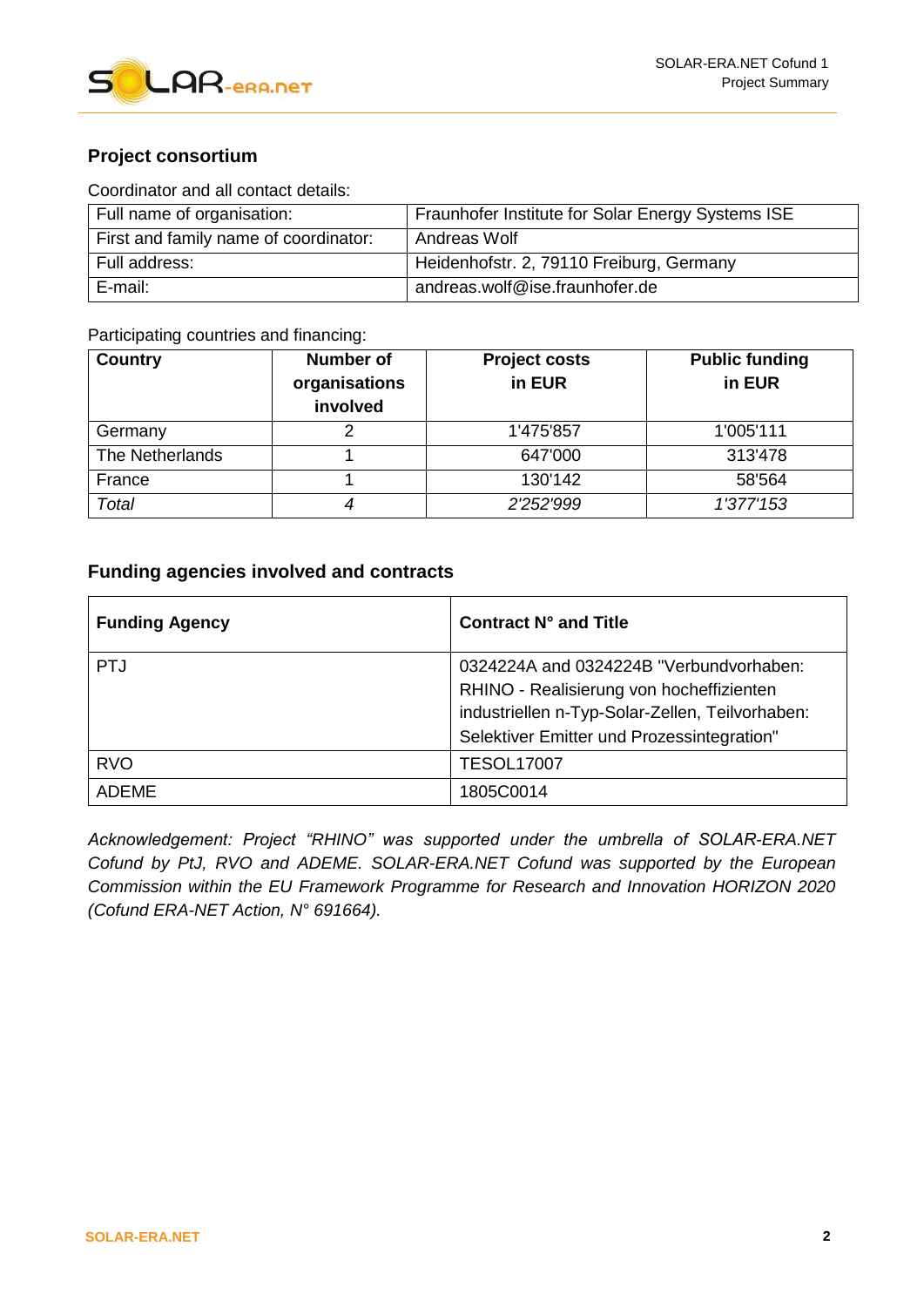## Project consortium

Coordinator and all contact details:

| | |
|---|---|
| Full name of organisation: | Fraunhofer Institute for Solar Energy Systems ISE |
| First and family name of coordinator: | Andreas Wolf |
| Full address: | Heidenhofstr. 2, 79110 Freiburg, Germany |
| E-mail: | andreas.wolf@ise.fraunhofer.de |

Participating countries and financing:

| **Country** | **Number of organisations involved** | **Project costs in EUR** | **Public funding in EUR** |
|---|---|---|---|
| Germany | 2 | 1'475'857 | 1'005'111 |
| The Netherlands | 1 | 647'000 | 313'478 |
| France | 1 | 130'142 | 58'564 |
| *Total* | *4* | *2'252'999* | *1'377'153* |

## Funding agencies involved and contracts

| **Funding Agency** | **Contract N° and Title** |
|---|---|
| PTJ | 0324224A and 0324224B "Verbundvorhaben: RHINO - Realisierung von hocheffizienten industriellen n-Typ-Solar-Zellen, Teilvorhaben: Selektiver Emitter und Prozessintegration" |
| RVO | TESOL17007 |
| ADEME | 1805C0014 |

*Acknowledgement: Project "RHINO" was supported under the umbrella of SOLAR-ERA.NET Cofund by PtJ, RVO and ADEME. SOLAR-ERA.NET Cofund was supported by the European Commission within the EU Framework Programme for Research and Innovation HORIZON 2020 (Cofund ERA-NET Action, N° 691664).*